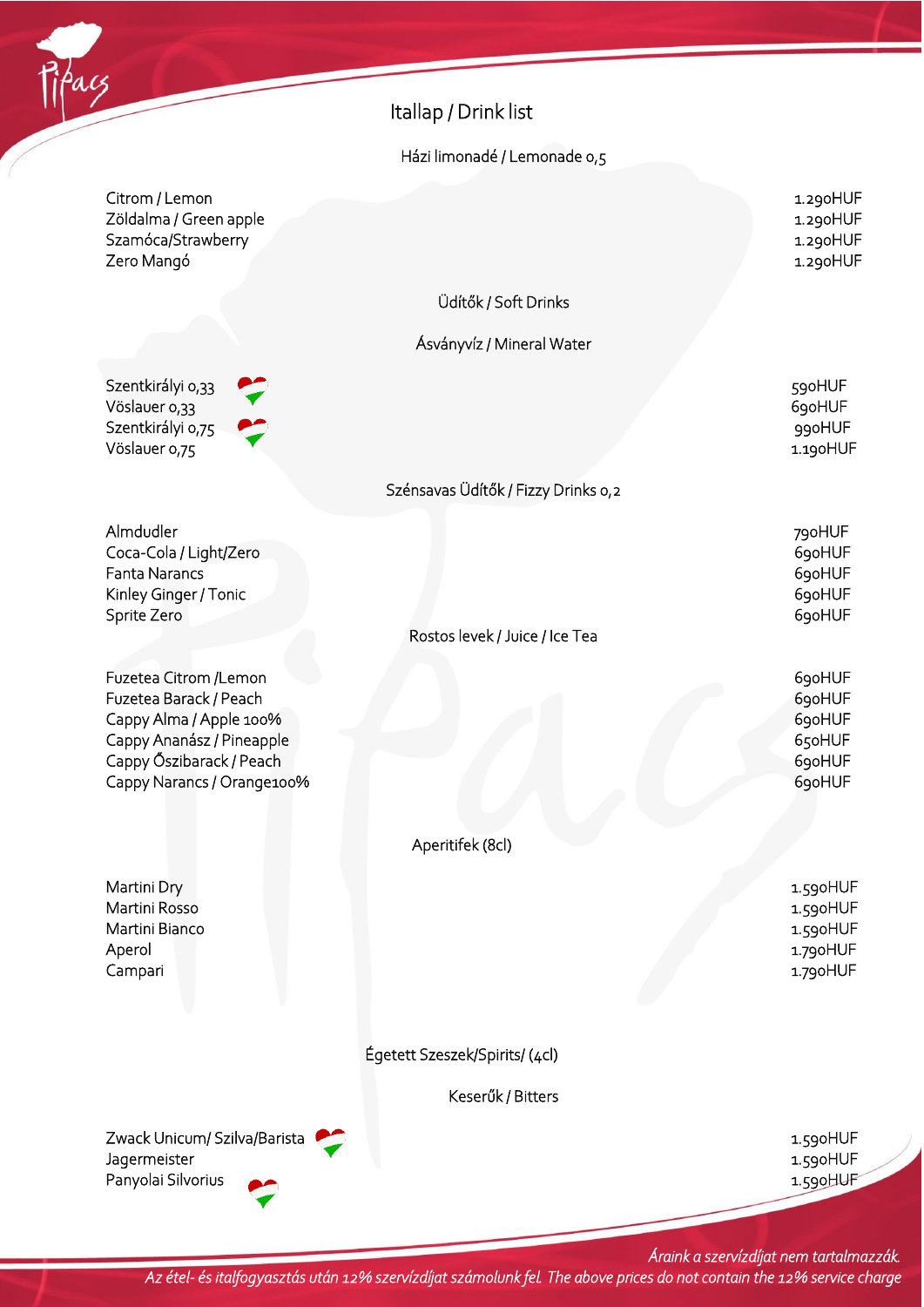# Itallap / Drink list

## Házi limonadé / Lemonade 0,5

| | |
|---|---|
| Citrom / Lemon | 1.290HUF |
| Zöldalma / Green apple | 1.290HUF |
| Szamóca/Strawberry | 1.290HUF |
| Zero Mangó | 1.290HUF |

## Üdítők / Soft Drinks

### Ásványvíz / Mineral Water

| | |
|---|---|
| Szentkirályi 0,33 | 590HUF |
| Vöslauer 0,33 | 690HUF |
| Szentkirályi 0,75 | 990HUF |
| Vöslauer 0,75 | 1.190HUF |

### Szénsavas Üdítők / Fizzy Drinks 0,2

| | |
|---|---|
| Almdudler | 790HUF |
| Coca-Cola / Light/Zero | 690HUF |
| Fanta Narancs | 690HUF |
| Kinley Ginger / Tonic | 690HUF |
| Sprite Zero | 690HUF |

### Rostos levek / Juice / Ice Tea

| | |
|---|---|
| Fuzetea Citrom /Lemon | 690HUF |
| Fuzetea Barack / Peach | 690HUF |
| Cappy Alma / Apple 100% | 690HUF |
| Cappy Ananász / Pineapple | 650HUF |
| Cappy Őszibarack / Peach | 690HUF |
| Cappy Narancs / Orange100% | 690HUF |

## Aperitifek (8cl)

| | |
|---|---|
| Martini Dry | 1.590HUF |
| Martini Rosso | 1.590HUF |
| Martini Bianco | 1.590HUF |
| Aperol | 1.790HUF |
| Campari | 1.790HUF |

## Égetett Szeszek/Spirits/ (4cl)

### Keserűk / Bitters

| | |
|---|---|
| Zwack Unicum/ Szilva/Barista | 1.590HUF |
| Jagermeister | 1.590HUF |
| Panyolai Silvorius | 1.590HUF |

*Áraink a szervízdíjat nem tartalmazzák.*
*Az étel- és italfogyasztás után 12% szervízdíjat számolunk fel. The above prices do not contain the 12% service charge*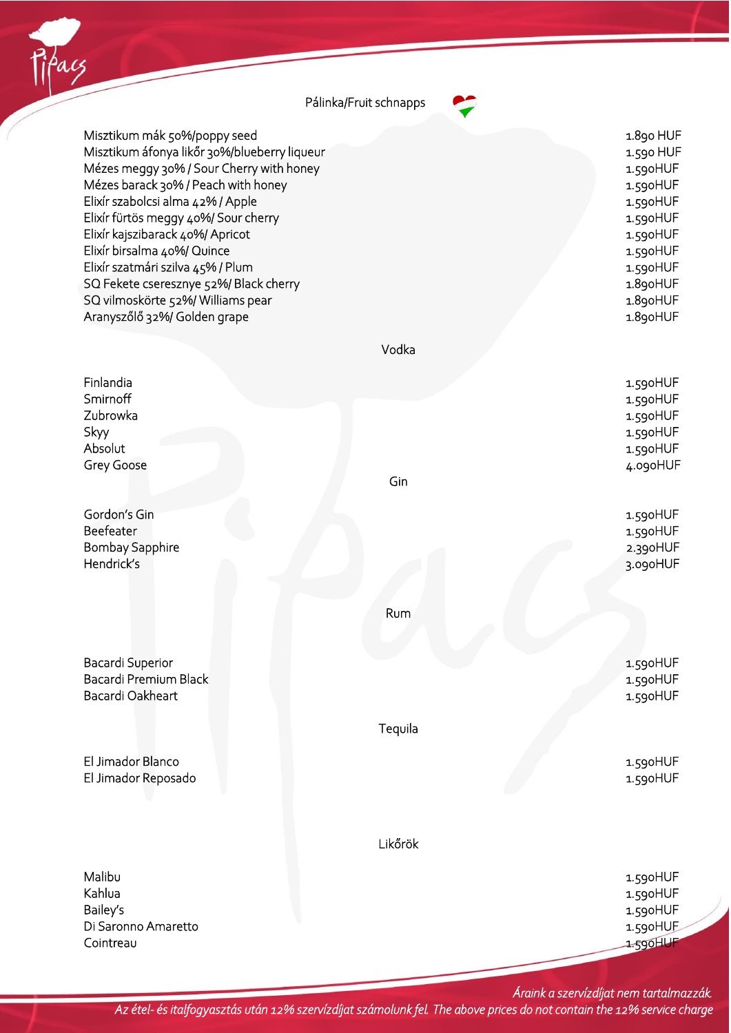## Pálinka/Fruit schnapps

| | |
|---|---|
| Misztikum mák 50%/poppy seed | 1.890 HUF |
| Misztikum áfonya likőr 30%/blueberry liqueur | 1.590 HUF |
| Mézes meggy 30% / Sour Cherry with honey | 1.590HUF |
| Mézes barack 30% / Peach with honey | 1.590HUF |
| Elixír szabolcsi alma 42% / Apple | 1.590HUF |
| Elixír fürtös meggy 40%/ Sour cherry | 1.590HUF |
| Elixír kajszibarack 40%/ Apricot | 1.590HUF |
| Elixír birsalma 40%/ Quince | 1.590HUF |
| Elixír szatmári szilva 45% / Plum | 1.590HUF |
| SQ Fekete cseresznye 52%/ Black cherry | 1.890HUF |
| SQ vilmoskörte 52%/ Williams pear | 1.890HUF |
| Aranyszőlő 32%/ Golden grape | 1.890HUF |

## Vodka

| | |
|---|---|
| Finlandia | 1.590HUF |
| Smirnoff | 1.590HUF |
| Zubrowka | 1.590HUF |
| Skyy | 1.590HUF |
| Absolut | 1.590HUF |
| Grey Goose | 4.090HUF |

## Gin

| | |
|---|---|
| Gordon's Gin | 1.590HUF |
| Beefeater | 1.590HUF |
| Bombay Sapphire | 2.390HUF |
| Hendrick's | 3.090HUF |

## Rum

| | |
|---|---|
| Bacardi Superior | 1.590HUF |
| Bacardi Premium Black | 1.590HUF |
| Bacardi Oakheart | 1.590HUF |

## Tequila

| | |
|---|---|
| El Jimador Blanco | 1.590HUF |
| El Jimador Reposado | 1.590HUF |

## Likőrök

| | |
|---|---|
| Malibu | 1.590HUF |
| Kahlua | 1.590HUF |
| Bailey's | 1.590HUF |
| Di Saronno Amaretto | 1.590HUF |
| Cointreau | 1.590HUF |

*Áraink a szervízdíjat nem tartalmazzák.*
*Az étel- és italfogyasztás után 12% szervízdíjat számolunk fel. The above prices do not contain the 12% service charge*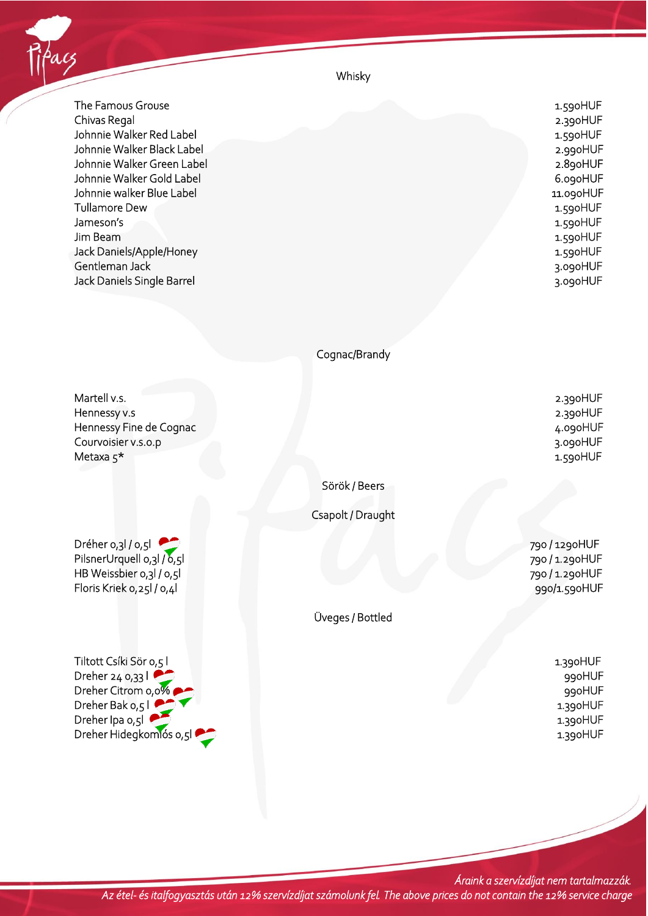## Whisky

| | |
|---|---|
| The Famous Grouse | 1.590HUF |
| Chivas Regal | 2.390HUF |
| Johnnie Walker Red Label | 1.590HUF |
| Johnnie Walker Black Label | 2.990HUF |
| Johnnie Walker Green Label | 2.890HUF |
| Johnnie Walker Gold Label | 6.090HUF |
| Johnnie walker Blue Label | 11.090HUF |
| Tullamore Dew | 1.590HUF |
| Jameson's | 1.590HUF |
| Jim Beam | 1.590HUF |
| Jack Daniels/Apple/Honey | 1.590HUF |
| Gentleman Jack | 3.090HUF |
| Jack Daniels Single Barrel | 3.090HUF |

## Cognac/Brandy

| | |
|---|---|
| Martell v.s. | 2.390HUF |
| Hennessy v.s | 2.390HUF |
| Hennessy Fine de Cognac | 4.090HUF |
| Courvoisier v.s.o.p | 3.090HUF |
| Metaxa 5* | 1.590HUF |

## Sörök / Beers

### Csapolt / Draught

| | |
|---|---|
| Dréher 0,3l / 0,5l | 790 / 1290HUF |
| PilsnerUrquell 0,3l / 0,5l | 790 / 1.290HUF |
| HB Weissbier 0,3l / 0,5l | 790 / 1.290HUF |
| Floris Kriek 0,25l / 0,4l | 990/1.590HUF |

### Üveges / Bottled

| | |
|---|---|
| Tiltott Csíki Sör 0,5 l | 1.390HUF |
| Dreher 24 0,33 l | 990HUF |
| Dreher Citrom 0,0% | 990HUF |
| Dreher Bak 0,5 l | 1.390HUF |
| Dreher Ipa 0,5l | 1.390HUF |
| Dreher Hidegkomlós 0,5l | 1.390HUF |

*Áraink a szervízdíjat nem tartalmazzák.*
*Az étel- és italfogyasztás után 12% szervízdíjat számolunk fel. The above prices do not contain the 12% service charge*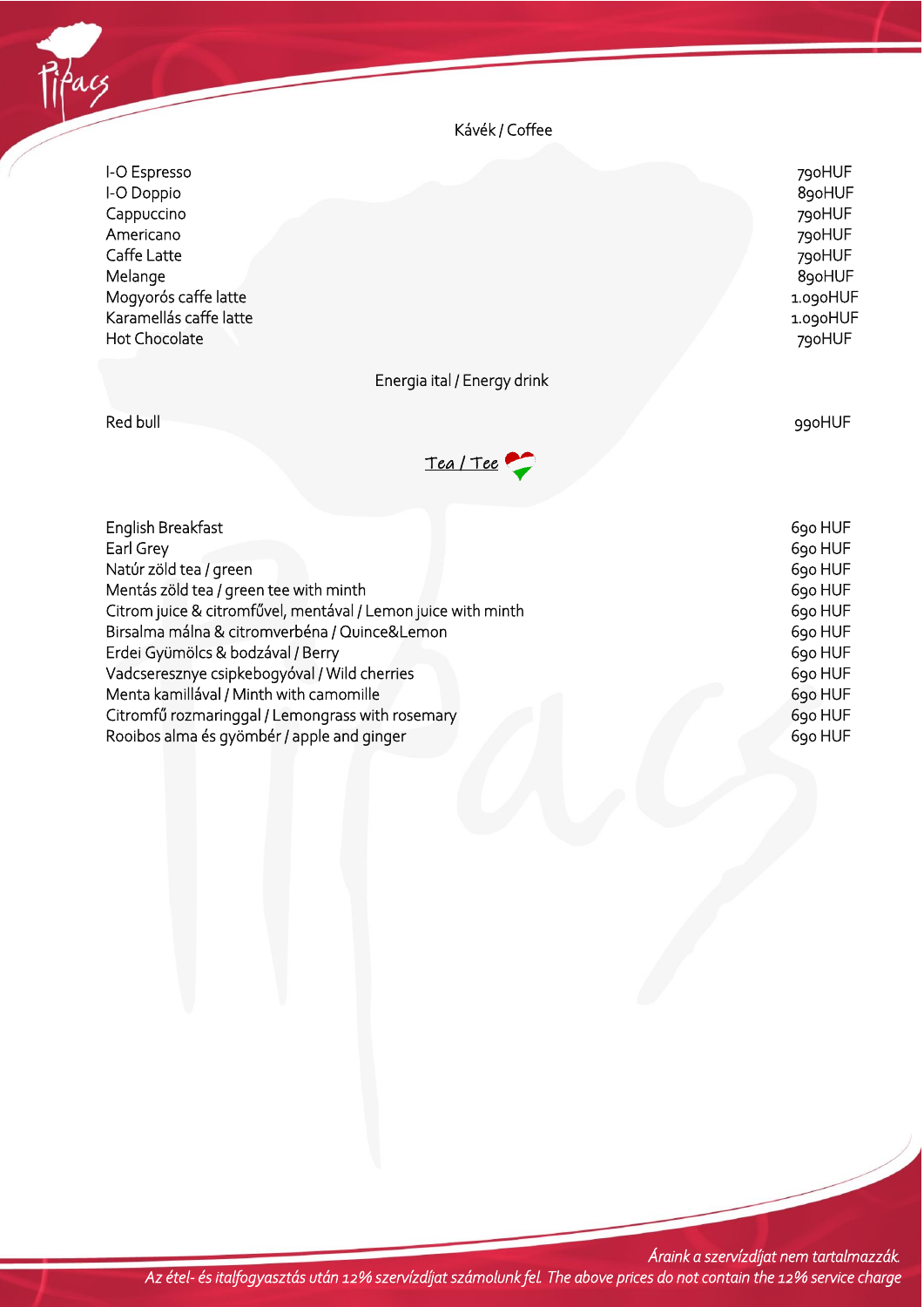## Kávék / Coffee

| | |
|---|---|
| I-O Espresso | 790HUF |
| I-O Doppio | 890HUF |
| Cappuccino | 790HUF |
| Americano | 790HUF |
| Caffe Latte | 790HUF |
| Melange | 890HUF |
| Mogyorós caffe latte | 1.090HUF |
| Karamellás caffe latte | 1.090HUF |
| Hot Chocolate | 790HUF |

## Energia ital / Energy drink

| | |
|---|---|
| Red bull | 990HUF |

## Tea / Tee

| | |
|---|---|
| English Breakfast | 690 HUF |
| Earl Grey | 690 HUF |
| Natúr zöld tea / green | 690 HUF |
| Mentás zöld tea / green tee with minth | 690 HUF |
| Citrom juice & citromfűvel, mentával / Lemon juice with minth | 690 HUF |
| Birsalma málna & citromverbéna / Quince&Lemon | 690 HUF |
| Erdei Gyümölcs & bodzával / Berry | 690 HUF |
| Vadcseresznye csipkebogyóval / Wild cherries | 690 HUF |
| Menta kamillával / Minth with camomille | 690 HUF |
| Citromfű rozmaringgal / Lemongrass with rosemary | 690 HUF |
| Rooibos alma és gyömbér / apple and ginger | 690 HUF |

*Áraink a szervízdíjat nem tartalmazzák.*
*Az étel- és italfogyasztás után 12% szervízdíjat számolunk fel. The above prices do not contain the 12% service charge*